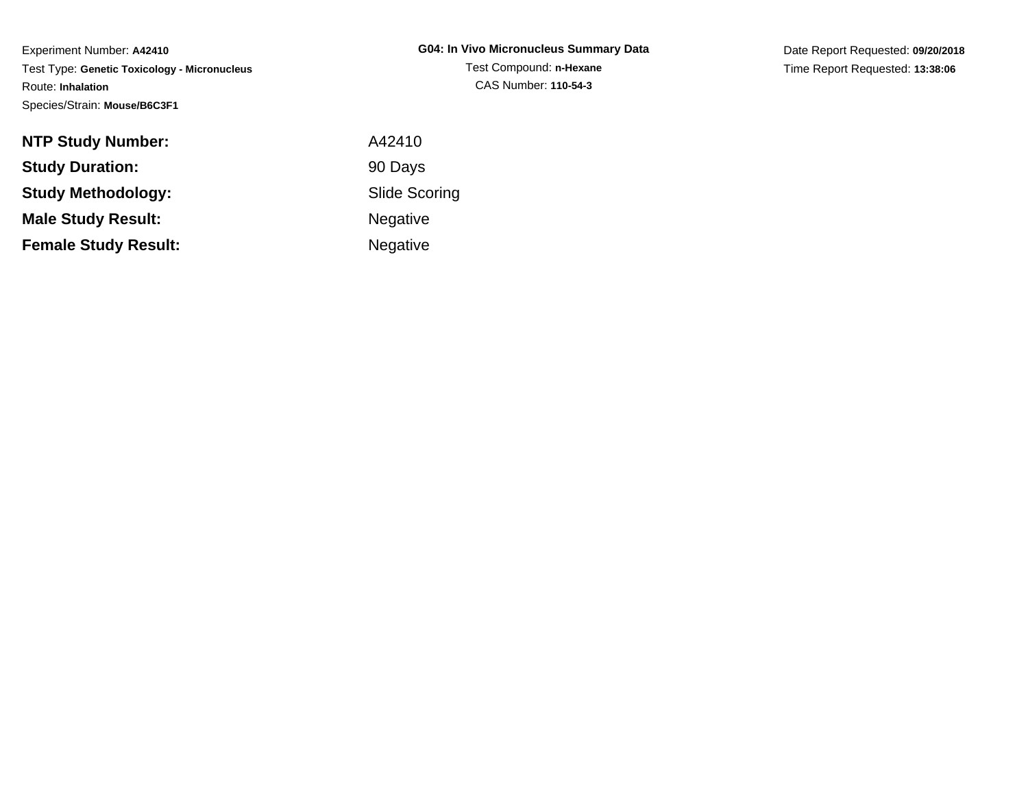Experiment Number: **A42410**
Test Type: **Genetic Toxicology - Micronucleus**
Route: **Inhalation**
Species/Strain: **Mouse/B6C3F1**

**G04: In Vivo Micronucleus Summary Data**
Test Compound: **n-Hexane**
CAS Number: **110-54-3**

Date Report Requested: **09/20/2018**
Time Report Requested: **13:38:06**

| | |
|---|---|
| **NTP Study Number:** | A42410 |
| **Study Duration:** | 90 Days |
| **Study Methodology:** | Slide Scoring |
| **Male Study Result:** | Negative |
| **Female Study Result:** | Negative |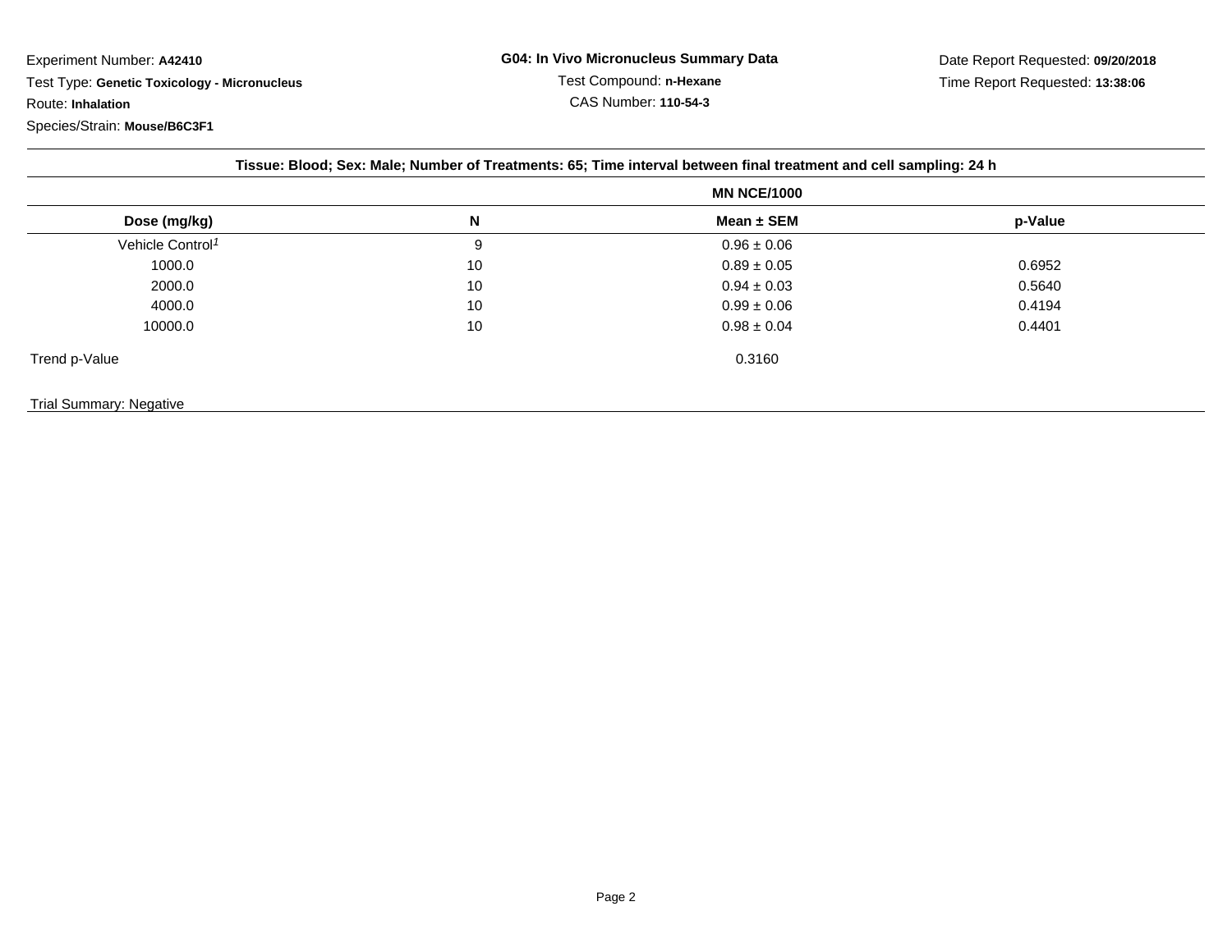Experiment Number: **A42410**

Test Type: **Genetic Toxicology - Micronucleus**

Route: **Inhalation**

Species/Strain: **Mouse/B6C3F1**

**G04: In Vivo Micronucleus Summary Data**

Test Compound: **n-Hexane**

CAS Number: **110-54-3**

Date Report Requested: **09/20/2018**

Time Report Requested: **13:38:06**

**Tissue: Blood; Sex: Male; Number of Treatments: 65; Time interval between final treatment and cell sampling: 24 h**

| | | MN NCE/1000 | |
|---|---|---|---|
| **Dose (mg/kg)** | **N** | **Mean ± SEM** | **p-Value** |
| Vehicle Control[1] | 9 | 0.96 ± 0.06 | |
| 1000.0 | 10 | 0.89 ± 0.05 | 0.6952 |
| 2000.0 | 10 | 0.94 ± 0.03 | 0.5640 |
| 4000.0 | 10 | 0.99 ± 0.06 | 0.4194 |
| 10000.0 | 10 | 0.98 ± 0.04 | 0.4401 |
| Trend p-Value | | 0.3160 | |

Trial Summary: Negative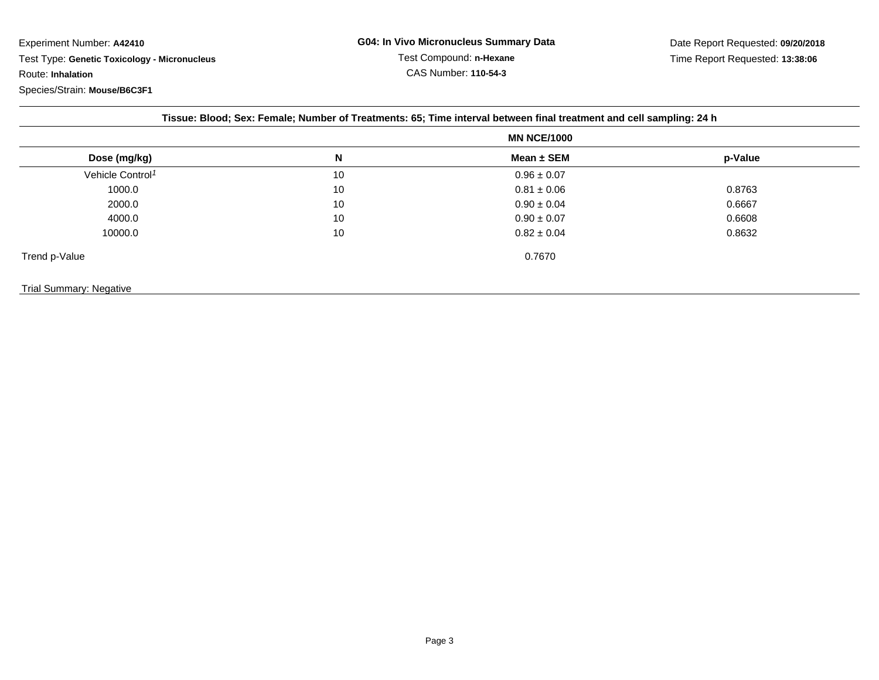Experiment Number: **A42410**

Test Type: **Genetic Toxicology - Micronucleus**

Route: **Inhalation**

Species/Strain: **Mouse/B6C3F1**

**G04: In Vivo Micronucleus Summary Data**

Test Compound: **n-Hexane**

CAS Number: **110-54-3**

Date Report Requested: **09/20/2018**

Time Report Requested: **13:38:06**

**Tissue: Blood; Sex: Female; Number of Treatments: 65; Time interval between final treatment and cell sampling: 24 h**

| | | MN NCE/1000 | |
|---|---|---|---|
| **Dose (mg/kg)** | **N** | **Mean ± SEM** | **p-Value** |
| Vehicle Control[1] | 10 | 0.96 ± 0.07 | |
| 1000.0 | 10 | 0.81 ± 0.06 | 0.8763 |
| 2000.0 | 10 | 0.90 ± 0.04 | 0.6667 |
| 4000.0 | 10 | 0.90 ± 0.07 | 0.6608 |
| 10000.0 | 10 | 0.82 ± 0.04 | 0.8632 |
| Trend p-Value | | 0.7670 | |

Trial Summary: Negative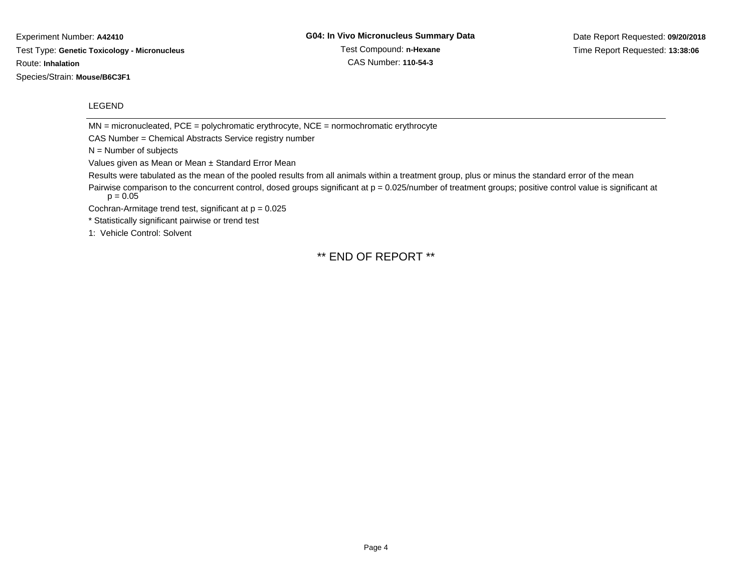Experiment Number: **A42410**
Test Type: **Genetic Toxicology - Micronucleus**
Route: **Inhalation**
Species/Strain: **Mouse/B6C3F1**

**G04: In Vivo Micronucleus Summary Data**
Test Compound: **n-Hexane**
CAS Number: **110-54-3**

Date Report Requested: **09/20/2018**
Time Report Requested: **13:38:06**

LEGEND

MN = micronucleated, PCE = polychromatic erythrocyte, NCE = normochromatic erythrocyte

CAS Number = Chemical Abstracts Service registry number

N = Number of subjects

Values given as Mean or Mean ± Standard Error Mean

Results were tabulated as the mean of the pooled results from all animals within a treatment group, plus or minus the standard error of the mean

Pairwise comparison to the concurrent control, dosed groups significant at p = 0.025/number of treatment groups; positive control value is significant at p = 0.05

Cochran-Armitage trend test, significant at p = 0.025

* Statistically significant pairwise or trend test

1: Vehicle Control: Solvent

** END OF REPORT **